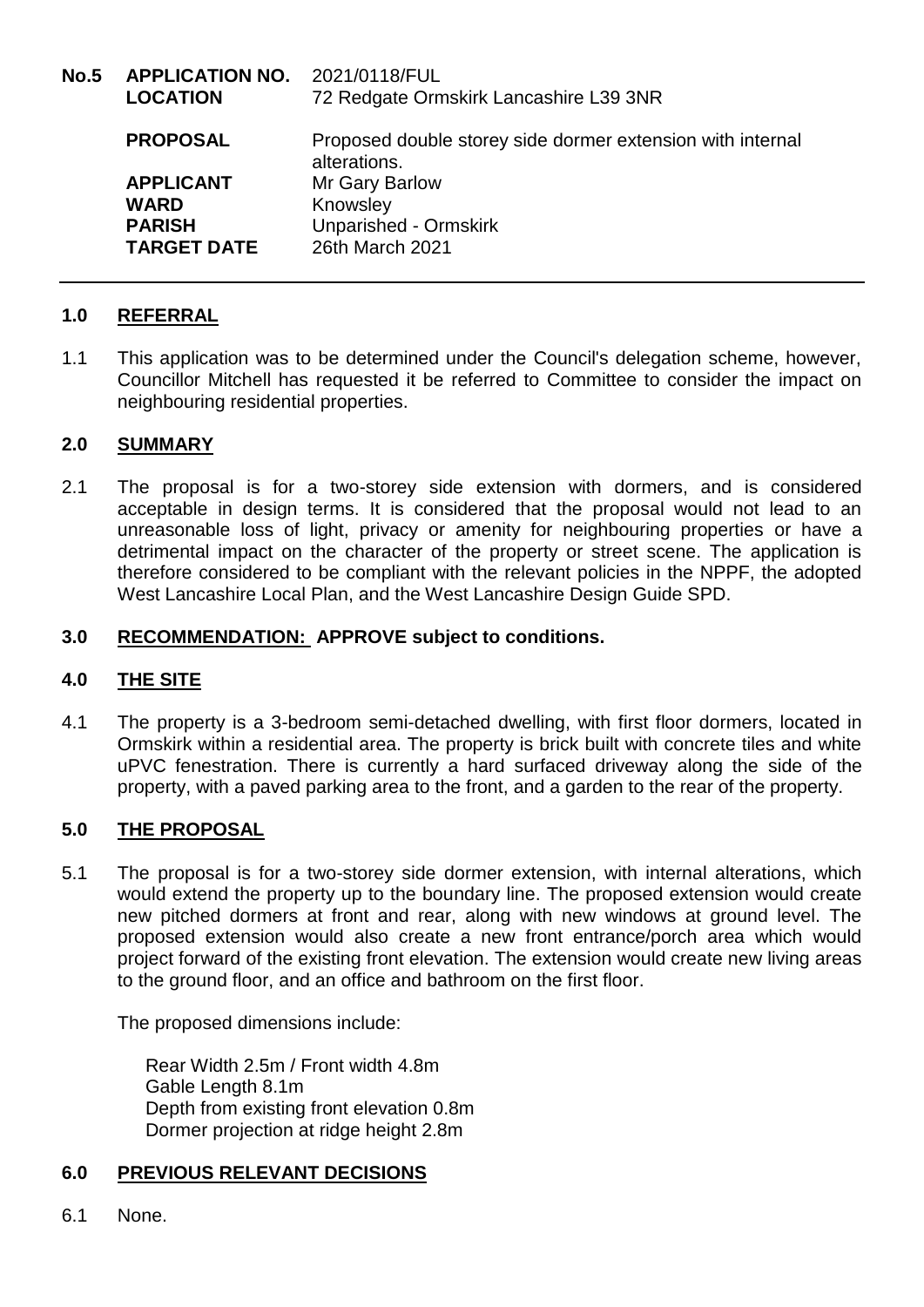**No.5 APPLICATION NO.** 2021/0118/FUL

| | |
|---|---|
| **LOCATION** | 72 Redgate Ormskirk Lancashire L39 3NR |
| **PROPOSAL** | Proposed double storey side dormer extension with internal alterations. |
| **APPLICANT** | Mr Gary Barlow |
| **WARD** | Knowsley |
| **PARISH** | Unparished - Ormskirk |
| **TARGET DATE** | 26th March 2021 |

---

## 1.0 REFERRAL

1.1 This application was to be determined under the Council's delegation scheme, however, Councillor Mitchell has requested it be referred to Committee to consider the impact on neighbouring residential properties.

## 2.0 SUMMARY

2.1 The proposal is for a two-storey side extension with dormers, and is considered acceptable in design terms. It is considered that the proposal would not lead to an unreasonable loss of light, privacy or amenity for neighbouring properties or have a detrimental impact on the character of the property or street scene. The application is therefore considered to be compliant with the relevant policies in the NPPF, the adopted West Lancashire Local Plan, and the West Lancashire Design Guide SPD.

## 3.0 RECOMMENDATION: APPROVE subject to conditions.

## 4.0 THE SITE

4.1 The property is a 3-bedroom semi-detached dwelling, with first floor dormers, located in Ormskirk within a residential area. The property is brick built with concrete tiles and white uPVC fenestration. There is currently a hard surfaced driveway along the side of the property, with a paved parking area to the front, and a garden to the rear of the property.

## 5.0 THE PROPOSAL

5.1 The proposal is for a two-storey side dormer extension, with internal alterations, which would extend the property up to the boundary line. The proposed extension would create new pitched dormers at front and rear, along with new windows at ground level. The proposed extension would also create a new front entrance/porch area which would project forward of the existing front elevation. The extension would create new living areas to the ground floor, and an office and bathroom on the first floor.

The proposed dimensions include:

Rear Width 2.5m / Front width 4.8m
Gable Length 8.1m
Depth from existing front elevation 0.8m
Dormer projection at ridge height 2.8m

## 6.0 PREVIOUS RELEVANT DECISIONS

6.1 None.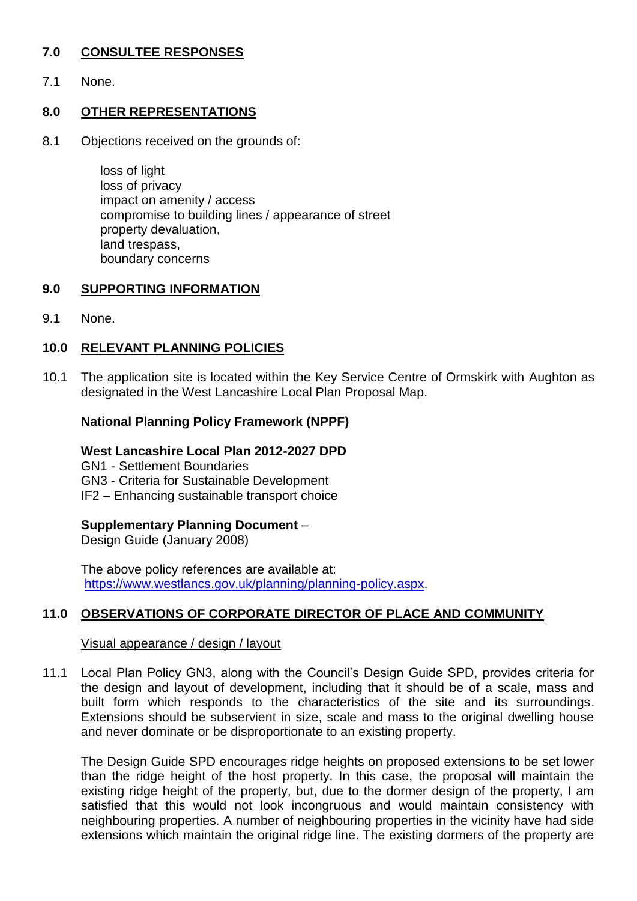## 7.0 CONSULTEE RESPONSES

7.1 None.

## 8.0 OTHER REPRESENTATIONS

8.1 Objections received on the grounds of:

loss of light
loss of privacy
impact on amenity / access
compromise to building lines / appearance of street
property devaluation,
land trespass,
boundary concerns

## 9.0 SUPPORTING INFORMATION

9.1 None.

## 10.0 RELEVANT PLANNING POLICIES

10.1 The application site is located within the Key Service Centre of Ormskirk with Aughton as designated in the West Lancashire Local Plan Proposal Map.

**National Planning Policy Framework (NPPF)**

**West Lancashire Local Plan 2012-2027 DPD**
GN1 - Settlement Boundaries
GN3 - Criteria for Sustainable Development
IF2 – Enhancing sustainable transport choice

**Supplementary Planning Document** –
Design Guide (January 2008)

The above policy references are available at:
[https://www.westlancs.gov.uk/planning/planning-policy.aspx](https://www.westlancs.gov.uk/planning/planning-policy.aspx).

## 11.0 OBSERVATIONS OF CORPORATE DIRECTOR OF PLACE AND COMMUNITY

Visual appearance / design / layout

11.1 Local Plan Policy GN3, along with the Council's Design Guide SPD, provides criteria for the design and layout of development, including that it should be of a scale, mass and built form which responds to the characteristics of the site and its surroundings. Extensions should be subservient in size, scale and mass to the original dwelling house and never dominate or be disproportionate to an existing property.

The Design Guide SPD encourages ridge heights on proposed extensions to be set lower than the ridge height of the host property. In this case, the proposal will maintain the existing ridge height of the property, but, due to the dormer design of the property, I am satisfied that this would not look incongruous and would maintain consistency with neighbouring properties. A number of neighbouring properties in the vicinity have had side extensions which maintain the original ridge line. The existing dormers of the property are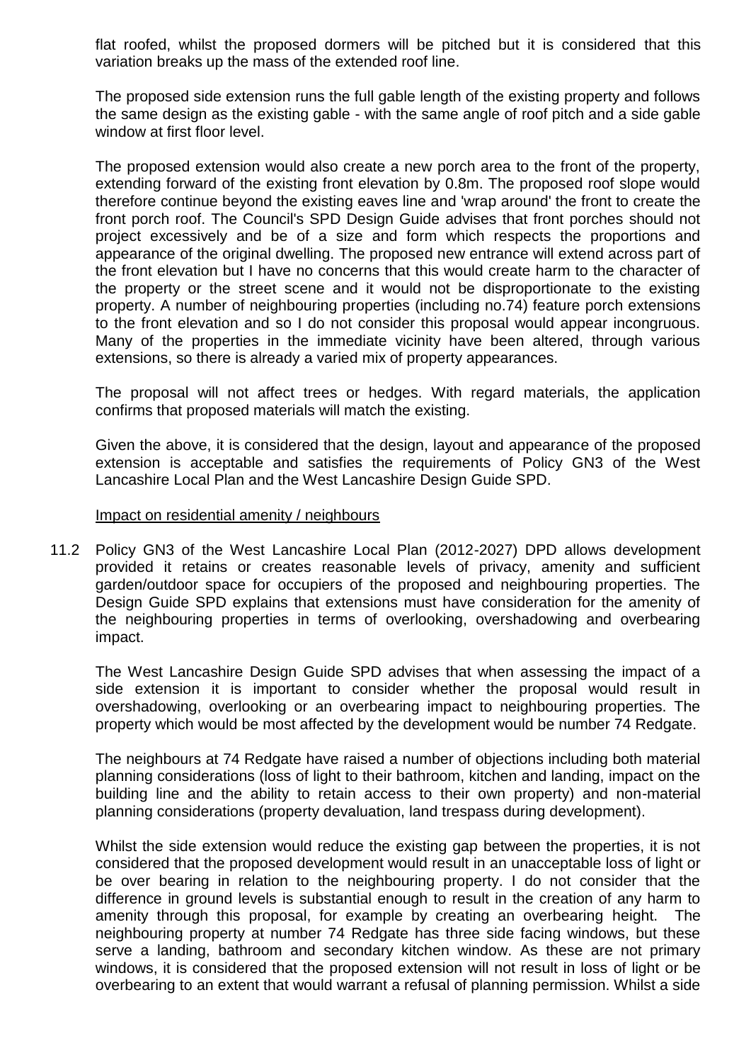flat roofed, whilst the proposed dormers will be pitched but it is considered that this variation breaks up the mass of the extended roof line.

The proposed side extension runs the full gable length of the existing property and follows the same design as the existing gable - with the same angle of roof pitch and a side gable window at first floor level.

The proposed extension would also create a new porch area to the front of the property, extending forward of the existing front elevation by 0.8m. The proposed roof slope would therefore continue beyond the existing eaves line and 'wrap around' the front to create the front porch roof. The Council's SPD Design Guide advises that front porches should not project excessively and be of a size and form which respects the proportions and appearance of the original dwelling. The proposed new entrance will extend across part of the front elevation but I have no concerns that this would create harm to the character of the property or the street scene and it would not be disproportionate to the existing property. A number of neighbouring properties (including no.74) feature porch extensions to the front elevation and so I do not consider this proposal would appear incongruous. Many of the properties in the immediate vicinity have been altered, through various extensions, so there is already a varied mix of property appearances.

The proposal will not affect trees or hedges. With regard materials, the application confirms that proposed materials will match the existing.

Given the above, it is considered that the design, layout and appearance of the proposed extension is acceptable and satisfies the requirements of Policy GN3 of the West Lancashire Local Plan and the West Lancashire Design Guide SPD.

Impact on residential amenity / neighbours

11.2 Policy GN3 of the West Lancashire Local Plan (2012-2027) DPD allows development provided it retains or creates reasonable levels of privacy, amenity and sufficient garden/outdoor space for occupiers of the proposed and neighbouring properties. The Design Guide SPD explains that extensions must have consideration for the amenity of the neighbouring properties in terms of overlooking, overshadowing and overbearing impact.

The West Lancashire Design Guide SPD advises that when assessing the impact of a side extension it is important to consider whether the proposal would result in overshadowing, overlooking or an overbearing impact to neighbouring properties. The property which would be most affected by the development would be number 74 Redgate.

The neighbours at 74 Redgate have raised a number of objections including both material planning considerations (loss of light to their bathroom, kitchen and landing, impact on the building line and the ability to retain access to their own property) and non-material planning considerations (property devaluation, land trespass during development).

Whilst the side extension would reduce the existing gap between the properties, it is not considered that the proposed development would result in an unacceptable loss of light or be over bearing in relation to the neighbouring property. I do not consider that the difference in ground levels is substantial enough to result in the creation of any harm to amenity through this proposal, for example by creating an overbearing height. The neighbouring property at number 74 Redgate has three side facing windows, but these serve a landing, bathroom and secondary kitchen window. As these are not primary windows, it is considered that the proposed extension will not result in loss of light or be overbearing to an extent that would warrant a refusal of planning permission. Whilst a side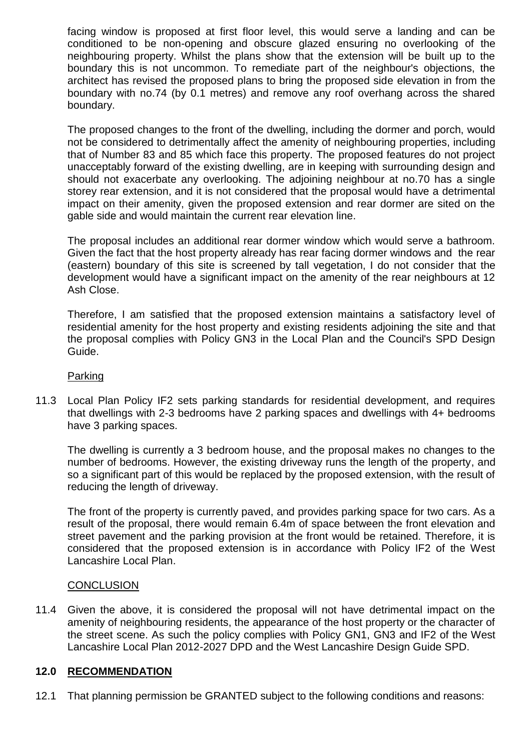facing window is proposed at first floor level, this would serve a landing and can be conditioned to be non-opening and obscure glazed ensuring no overlooking of the neighbouring property. Whilst the plans show that the extension will be built up to the boundary this is not uncommon. To remediate part of the neighbour's objections, the architect has revised the proposed plans to bring the proposed side elevation in from the boundary with no.74 (by 0.1 metres) and remove any roof overhang across the shared boundary.

The proposed changes to the front of the dwelling, including the dormer and porch, would not be considered to detrimentally affect the amenity of neighbouring properties, including that of Number 83 and 85 which face this property. The proposed features do not project unacceptably forward of the existing dwelling, are in keeping with surrounding design and should not exacerbate any overlooking. The adjoining neighbour at no.70 has a single storey rear extension, and it is not considered that the proposal would have a detrimental impact on their amenity, given the proposed extension and rear dormer are sited on the gable side and would maintain the current rear elevation line.

The proposal includes an additional rear dormer window which would serve a bathroom. Given the fact that the host property already has rear facing dormer windows and the rear (eastern) boundary of this site is screened by tall vegetation, I do not consider that the development would have a significant impact on the amenity of the rear neighbours at 12 Ash Close.

Therefore, I am satisfied that the proposed extension maintains a satisfactory level of residential amenity for the host property and existing residents adjoining the site and that the proposal complies with Policy GN3 in the Local Plan and the Council's SPD Design Guide.

Parking

11.3 Local Plan Policy IF2 sets parking standards for residential development, and requires that dwellings with 2-3 bedrooms have 2 parking spaces and dwellings with 4+ bedrooms have 3 parking spaces.

The dwelling is currently a 3 bedroom house, and the proposal makes no changes to the number of bedrooms. However, the existing driveway runs the length of the property, and so a significant part of this would be replaced by the proposed extension, with the result of reducing the length of driveway.

The front of the property is currently paved, and provides parking space for two cars. As a result of the proposal, there would remain 6.4m of space between the front elevation and street pavement and the parking provision at the front would be retained. Therefore, it is considered that the proposed extension is in accordance with Policy IF2 of the West Lancashire Local Plan.

CONCLUSION

11.4 Given the above, it is considered the proposal will not have detrimental impact on the amenity of neighbouring residents, the appearance of the host property or the character of the street scene. As such the policy complies with Policy GN1, GN3 and IF2 of the West Lancashire Local Plan 2012-2027 DPD and the West Lancashire Design Guide SPD.

## 12.0 RECOMMENDATION

12.1 That planning permission be GRANTED subject to the following conditions and reasons: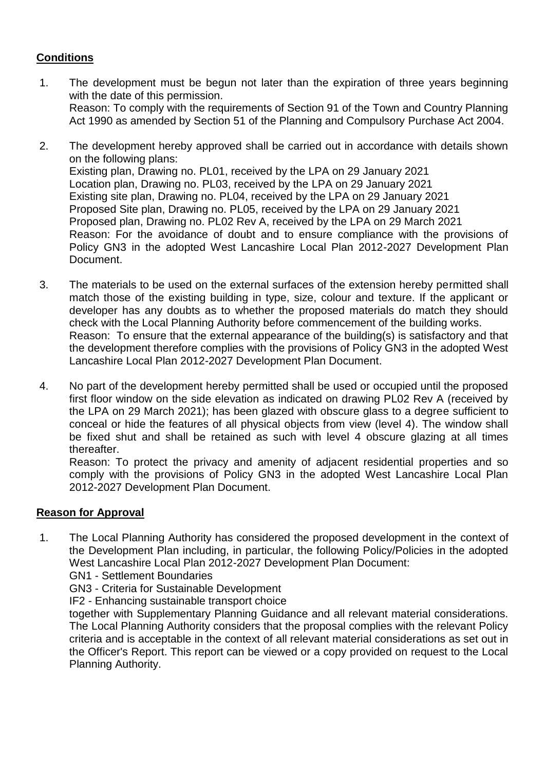## **Conditions**

1. The development must be begun not later than the expiration of three years beginning with the date of this permission.
   Reason: To comply with the requirements of Section 91 of the Town and Country Planning Act 1990 as amended by Section 51 of the Planning and Compulsory Purchase Act 2004.

2. The development hereby approved shall be carried out in accordance with details shown on the following plans:
   Existing plan, Drawing no. PL01, received by the LPA on 29 January 2021
   Location plan, Drawing no. PL03, received by the LPA on 29 January 2021
   Existing site plan, Drawing no. PL04, received by the LPA on 29 January 2021
   Proposed Site plan, Drawing no. PL05, received by the LPA on 29 January 2021
   Proposed plan, Drawing no. PL02 Rev A, received by the LPA on 29 March 2021
   Reason: For the avoidance of doubt and to ensure compliance with the provisions of Policy GN3 in the adopted West Lancashire Local Plan 2012-2027 Development Plan Document.

3. The materials to be used on the external surfaces of the extension hereby permitted shall match those of the existing building in type, size, colour and texture. If the applicant or developer has any doubts as to whether the proposed materials do match they should check with the Local Planning Authority before commencement of the building works.
   Reason: To ensure that the external appearance of the building(s) is satisfactory and that the development therefore complies with the provisions of Policy GN3 in the adopted West Lancashire Local Plan 2012-2027 Development Plan Document.

4. No part of the development hereby permitted shall be used or occupied until the proposed first floor window on the side elevation as indicated on drawing PL02 Rev A (received by the LPA on 29 March 2021); has been glazed with obscure glass to a degree sufficient to conceal or hide the features of all physical objects from view (level 4). The window shall be fixed shut and shall be retained as such with level 4 obscure glazing at all times thereafter.
   Reason: To protect the privacy and amenity of adjacent residential properties and so comply with the provisions of Policy GN3 in the adopted West Lancashire Local Plan 2012-2027 Development Plan Document.

## **Reason for Approval**

1. The Local Planning Authority has considered the proposed development in the context of the Development Plan including, in particular, the following Policy/Policies in the adopted West Lancashire Local Plan 2012-2027 Development Plan Document:
   GN1 - Settlement Boundaries
   GN3 - Criteria for Sustainable Development
   IF2 - Enhancing sustainable transport choice
   together with Supplementary Planning Guidance and all relevant material considerations. The Local Planning Authority considers that the proposal complies with the relevant Policy criteria and is acceptable in the context of all relevant material considerations as set out in the Officer's Report. This report can be viewed or a copy provided on request to the Local Planning Authority.